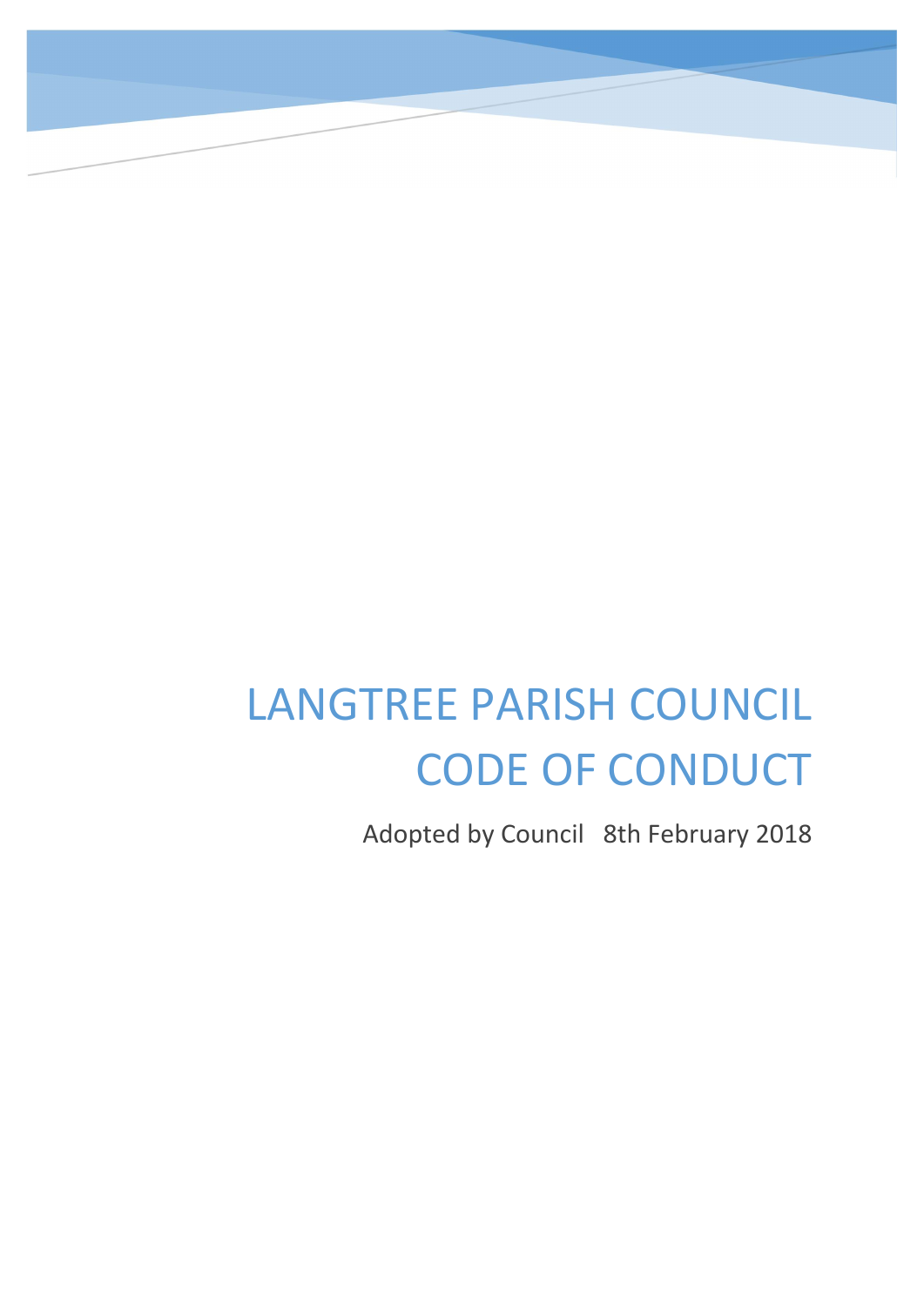# LANGTREE PARISH COUNCIL CODE OF CONDUCT

Adopted by Council 8th February 2018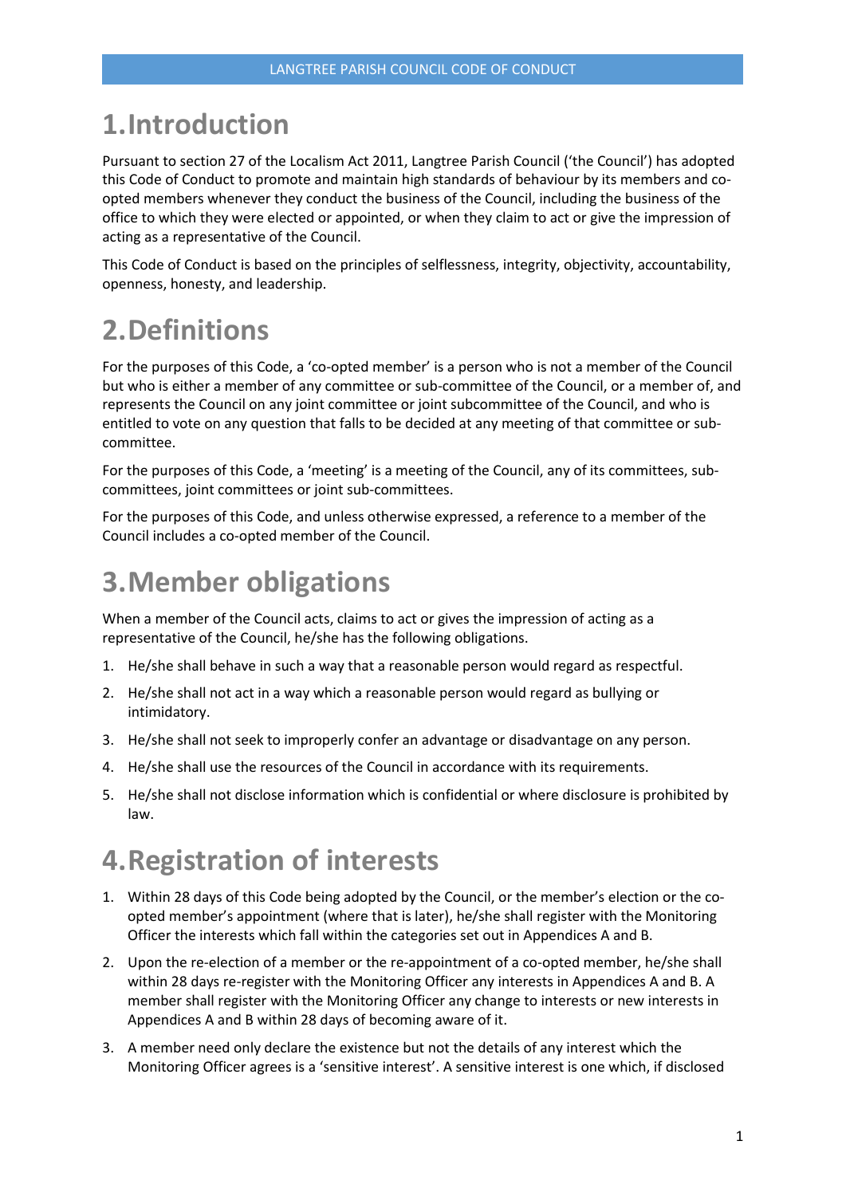# 1. Introduction

Pursuant to section 27 of the Localism Act 2011, Langtree Parish Council ('the Council') has adopted this Code of Conduct to promote and maintain high standards of behaviour by its members and co-opted members whenever they conduct the business of the Council, including the business of the office to which they were elected or appointed, or when they claim to act or give the impression of acting as a representative of the Council.

This Code of Conduct is based on the principles of selflessness, integrity, objectivity, accountability, openness, honesty, and leadership.

# 2. Definitions

For the purposes of this Code, a 'co-opted member' is a person who is not a member of the Council but who is either a member of any committee or sub-committee of the Council, or a member of, and represents the Council on any joint committee or joint subcommittee of the Council, and who is entitled to vote on any question that falls to be decided at any meeting of that committee or sub-committee.

For the purposes of this Code, a 'meeting' is a meeting of the Council, any of its committees, sub-committees, joint committees or joint sub-committees.

For the purposes of this Code, and unless otherwise expressed, a reference to a member of the Council includes a co-opted member of the Council.

# 3. Member obligations

When a member of the Council acts, claims to act or gives the impression of acting as a representative of the Council, he/she has the following obligations.

1. He/she shall behave in such a way that a reasonable person would regard as respectful.
2. He/she shall not act in a way which a reasonable person would regard as bullying or intimidatory.
3. He/she shall not seek to improperly confer an advantage or disadvantage on any person.
4. He/she shall use the resources of the Council in accordance with its requirements.
5. He/she shall not disclose information which is confidential or where disclosure is prohibited by law.

# 4. Registration of interests

1. Within 28 days of this Code being adopted by the Council, or the member's election or the co-opted member's appointment (where that is later), he/she shall register with the Monitoring Officer the interests which fall within the categories set out in Appendices A and B.
2. Upon the re-election of a member or the re-appointment of a co-opted member, he/she shall within 28 days re-register with the Monitoring Officer any interests in Appendices A and B. A member shall register with the Monitoring Officer any change to interests or new interests in Appendices A and B within 28 days of becoming aware of it.
3. A member need only declare the existence but not the details of any interest which the Monitoring Officer agrees is a 'sensitive interest'. A sensitive interest is one which, if disclosed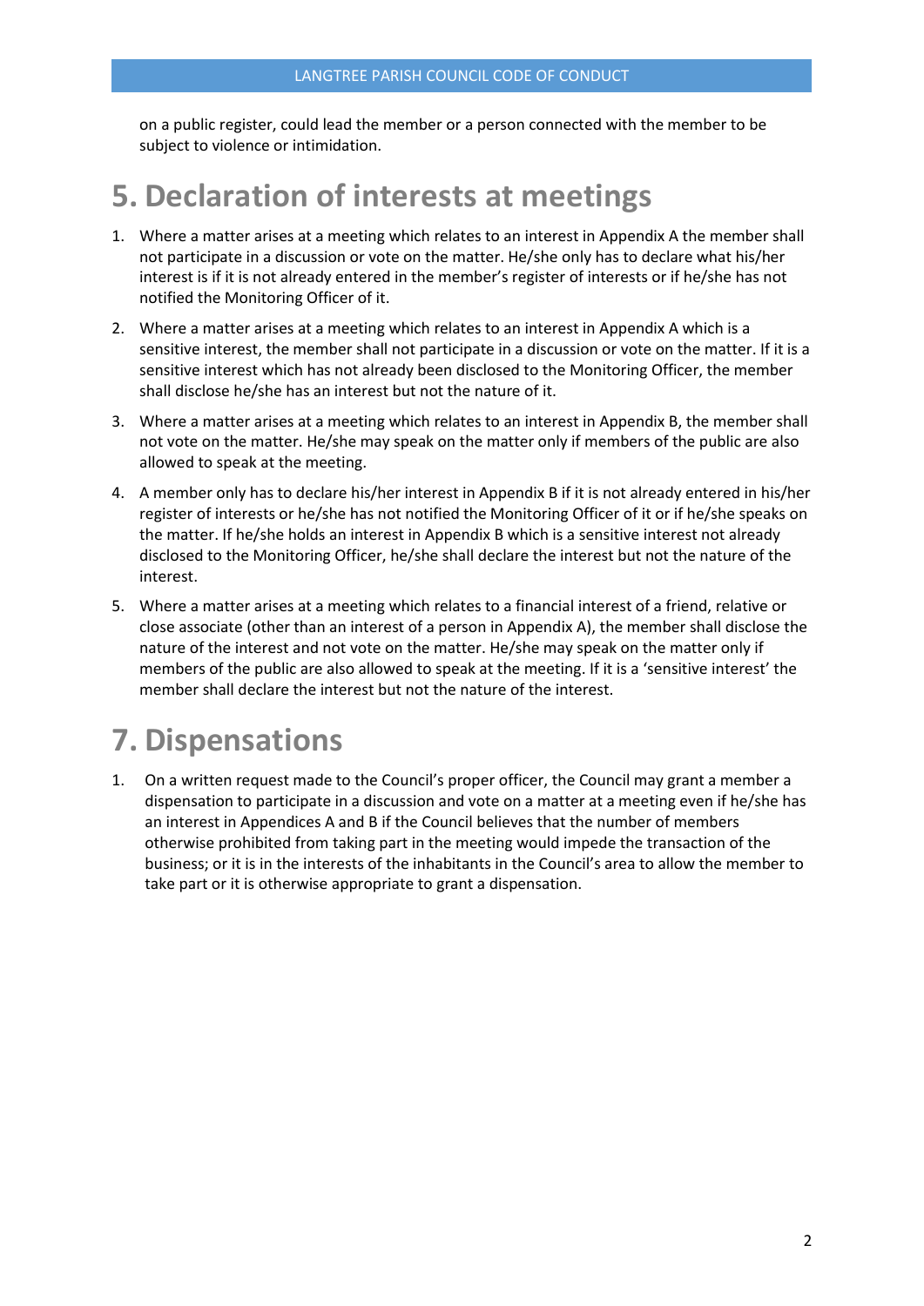on a public register, could lead the member or a person connected with the member to be subject to violence or intimidation.

# 5. Declaration of interests at meetings

1. Where a matter arises at a meeting which relates to an interest in Appendix A the member shall not participate in a discussion or vote on the matter. He/she only has to declare what his/her interest is if it is not already entered in the member's register of interests or if he/she has not notified the Monitoring Officer of it.
2. Where a matter arises at a meeting which relates to an interest in Appendix A which is a sensitive interest, the member shall not participate in a discussion or vote on the matter. If it is a sensitive interest which has not already been disclosed to the Monitoring Officer, the member shall disclose he/she has an interest but not the nature of it.
3. Where a matter arises at a meeting which relates to an interest in Appendix B, the member shall not vote on the matter. He/she may speak on the matter only if members of the public are also allowed to speak at the meeting.
4. A member only has to declare his/her interest in Appendix B if it is not already entered in his/her register of interests or he/she has not notified the Monitoring Officer of it or if he/she speaks on the matter. If he/she holds an interest in Appendix B which is a sensitive interest not already disclosed to the Monitoring Officer, he/she shall declare the interest but not the nature of the interest.
5. Where a matter arises at a meeting which relates to a financial interest of a friend, relative or close associate (other than an interest of a person in Appendix A), the member shall disclose the nature of the interest and not vote on the matter. He/she may speak on the matter only if members of the public are also allowed to speak at the meeting. If it is a 'sensitive interest' the member shall declare the interest but not the nature of the interest.

# 7. Dispensations

1. On a written request made to the Council's proper officer, the Council may grant a member a dispensation to participate in a discussion and vote on a matter at a meeting even if he/she has an interest in Appendices A and B if the Council believes that the number of members otherwise prohibited from taking part in the meeting would impede the transaction of the business; or it is in the interests of the inhabitants in the Council's area to allow the member to take part or it is otherwise appropriate to grant a dispensation.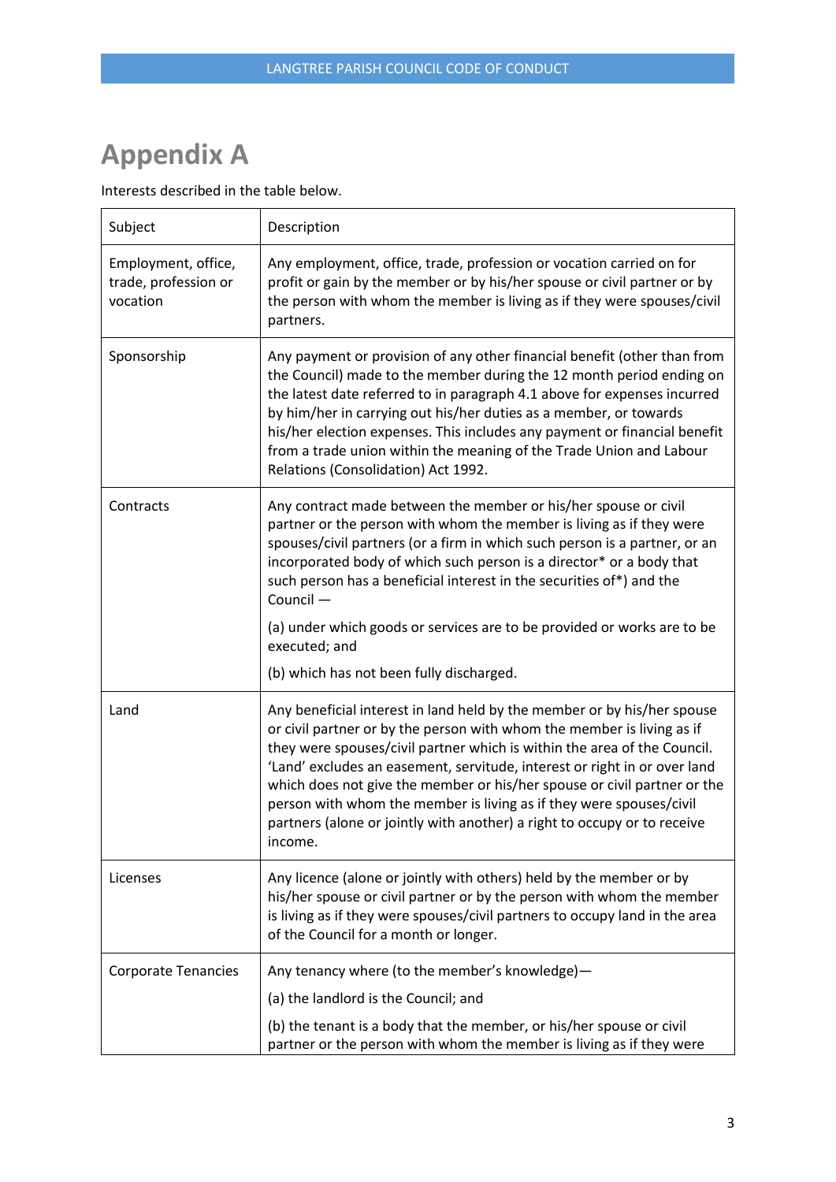# Appendix A

Interests described in the table below.

| Subject | Description |
| --- | --- |
| Employment, office, trade, profession or vocation | Any employment, office, trade, profession or vocation carried on for profit or gain by the member or by his/her spouse or civil partner or by the person with whom the member is living as if they were spouses/civil partners. |
| Sponsorship | Any payment or provision of any other financial benefit (other than from the Council) made to the member during the 12 month period ending on the latest date referred to in paragraph 4.1 above for expenses incurred by him/her in carrying out his/her duties as a member, or towards his/her election expenses. This includes any payment or financial benefit from a trade union within the meaning of the Trade Union and Labour Relations (Consolidation) Act 1992. |
| Contracts | Any contract made between the member or his/her spouse or civil partner or the person with whom the member is living as if they were spouses/civil partners (or a firm in which such person is a partner, or an incorporated body of which such person is a director* or a body that such person has a beneficial interest in the securities of*) and the Council — <br><br> (a) under which goods or services are to be provided or works are to be executed; and <br><br> (b) which has not been fully discharged. |
| Land | Any beneficial interest in land held by the member or by his/her spouse or civil partner or by the person with whom the member is living as if they were spouses/civil partner which is within the area of the Council. 'Land' excludes an easement, servitude, interest or right in or over land which does not give the member or his/her spouse or civil partner or the person with whom the member is living as if they were spouses/civil partners (alone or jointly with another) a right to occupy or to receive income. |
| Licenses | Any licence (alone or jointly with others) held by the member or by his/her spouse or civil partner or by the person with whom the member is living as if they were spouses/civil partners to occupy land in the area of the Council for a month or longer. |
| Corporate Tenancies | Any tenancy where (to the member's knowledge)— <br><br> (a) the landlord is the Council; and <br><br> (b) the tenant is a body that the member, or his/her spouse or civil partner or the person with whom the member is living as if they were |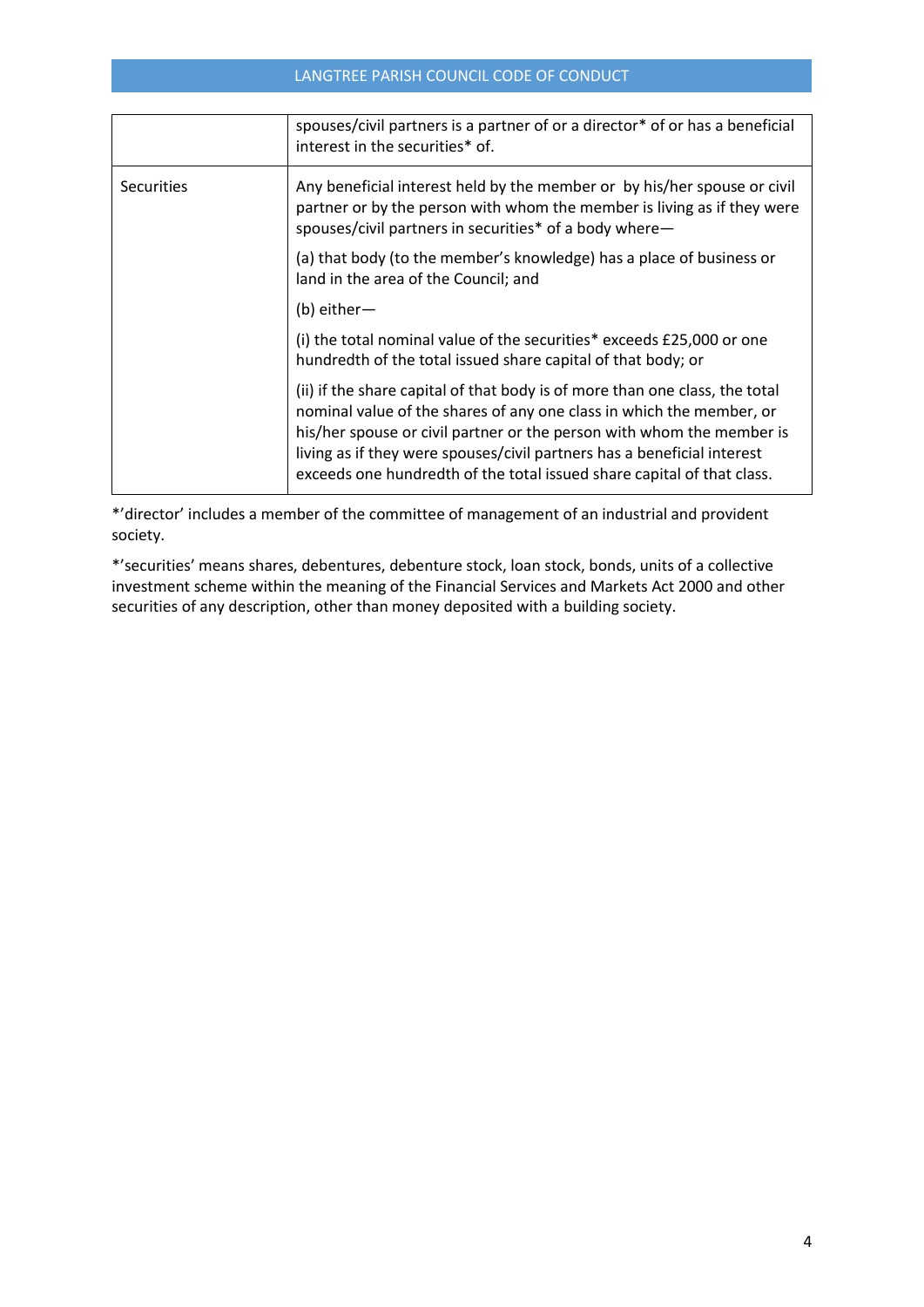| | |
|---|---|
| | spouses/civil partners is a partner of or a director* of or has a beneficial interest in the securities* of. |
| Securities | Any beneficial interest held by the member or by his/her spouse or civil partner or by the person with whom the member is living as if they were spouses/civil partners in securities* of a body where—<br><br>(a) that body (to the member's knowledge) has a place of business or land in the area of the Council; and<br><br>(b) either—<br><br>(i) the total nominal value of the securities* exceeds £25,000 or one hundredth of the total issued share capital of that body; or<br><br>(ii) if the share capital of that body is of more than one class, the total nominal value of the shares of any one class in which the member, or his/her spouse or civil partner or the person with whom the member is living as if they were spouses/civil partners has a beneficial interest exceeds one hundredth of the total issued share capital of that class. |

*'director' includes a member of the committee of management of an industrial and provident society.

*'securities' means shares, debentures, debenture stock, loan stock, bonds, units of a collective investment scheme within the meaning of the Financial Services and Markets Act 2000 and other securities of any description, other than money deposited with a building society.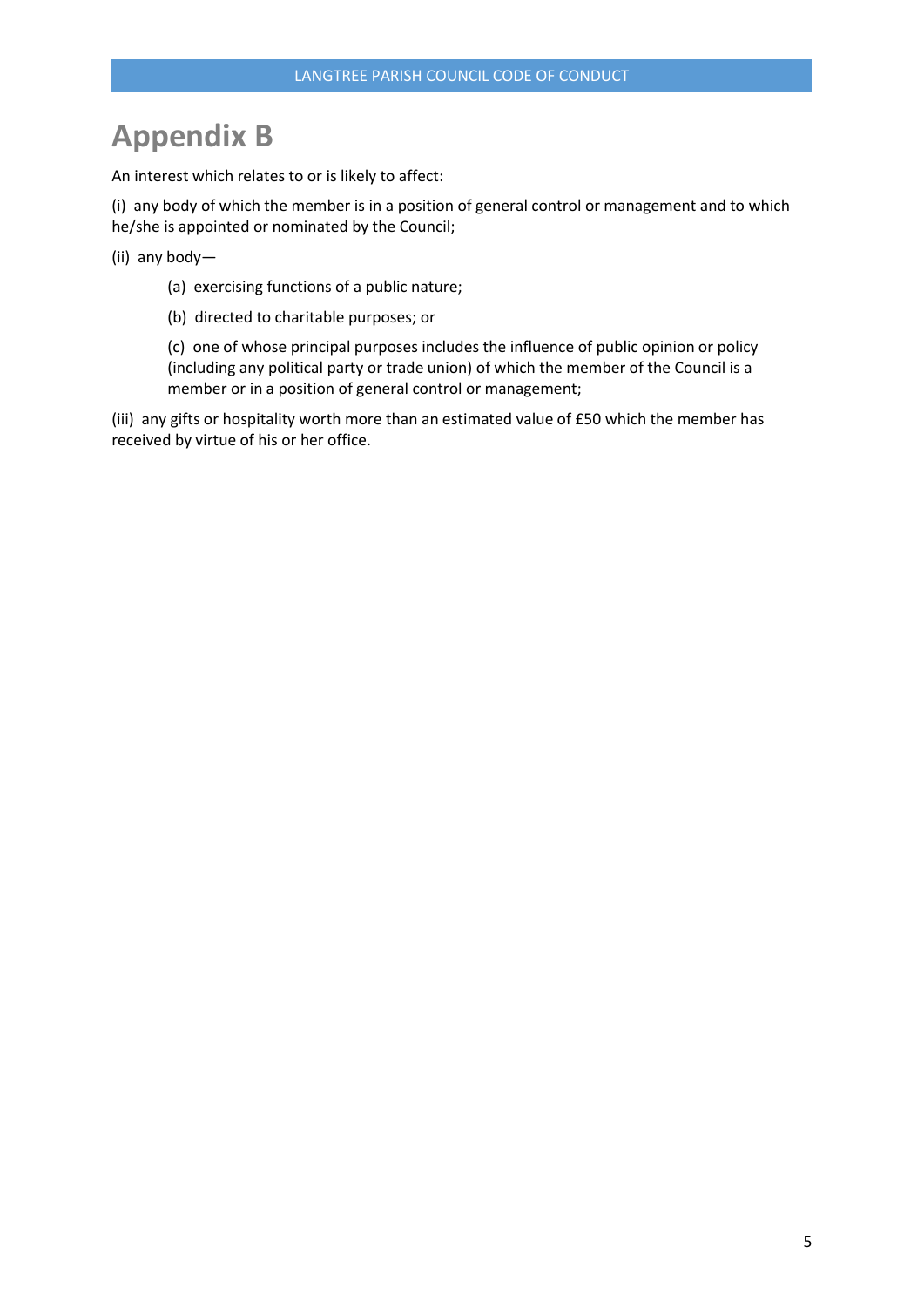# Appendix B

An interest which relates to or is likely to affect:

(i) any body of which the member is in a position of general control or management and to which he/she is appointed or nominated by the Council;

(ii) any body—

> (a) exercising functions of a public nature;
>
> (b) directed to charitable purposes; or
>
> (c) one of whose principal purposes includes the influence of public opinion or policy (including any political party or trade union) of which the member of the Council is a member or in a position of general control or management;

(iii) any gifts or hospitality worth more than an estimated value of £50 which the member has received by virtue of his or her office.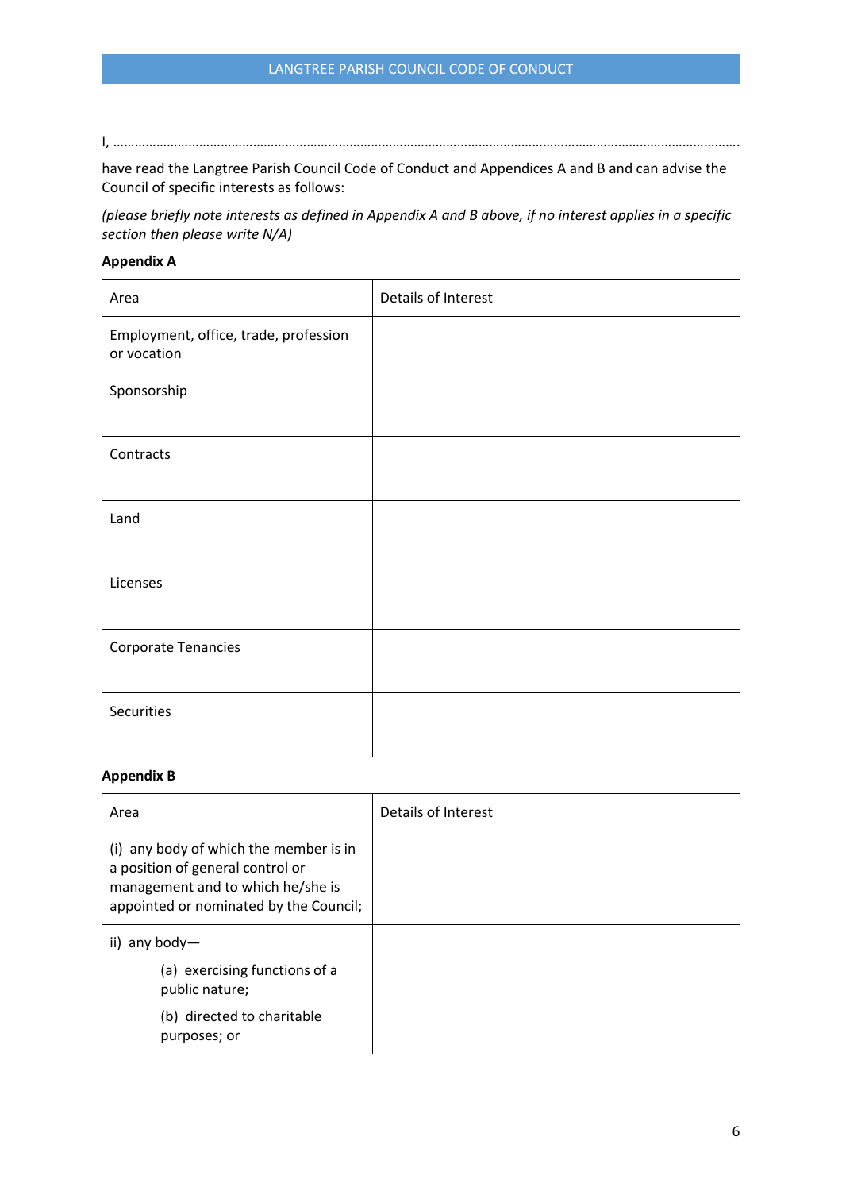I, ……………………………………………………………………………………………………………………………………………………

have read the Langtree Parish Council Code of Conduct and Appendices A and B and can advise the Council of specific interests as follows:

*(please briefly note interests as defined in Appendix A and B above, if no interest applies in a specific section then please write N/A)*

**Appendix A**

| Area | Details of Interest |
|---|---|
| Employment, office, trade, profession or vocation | |
| Sponsorship | |
| Contracts | |
| Land | |
| Licenses | |
| Corporate Tenancies | |
| Securities | |

**Appendix B**

| Area | Details of Interest |
|---|---|
| (i) any body of which the member is in a position of general control or management and to which he/she is appointed or nominated by the Council; | |
| ii) any body— (a) exercising functions of a public nature; (b) directed to charitable purposes; or | |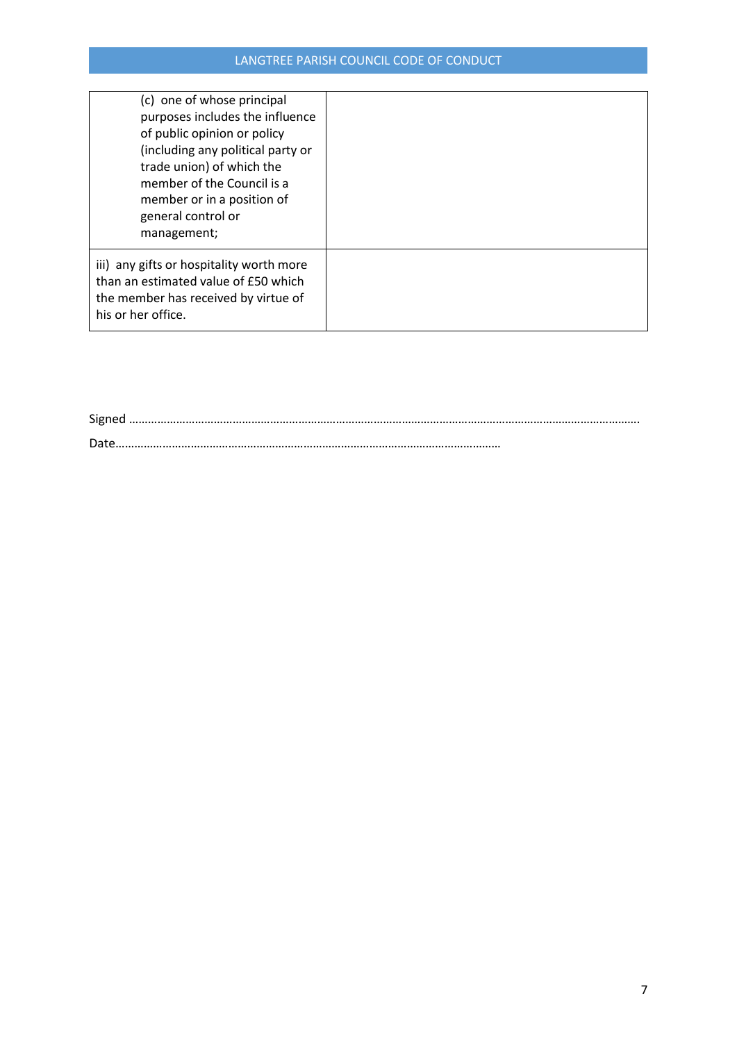| | |
|---|---|
| (c) one of whose principal purposes includes the influence of public opinion or policy (including any political party or trade union) of which the member of the Council is a member or in a position of general control or management; | |
| iii) any gifts or hospitality worth more than an estimated value of £50 which the member has received by virtue of his or her office. | |

Signed ……………………………………………………………………………………………………………………………………………

Date………………………………………………………………………………………………………………